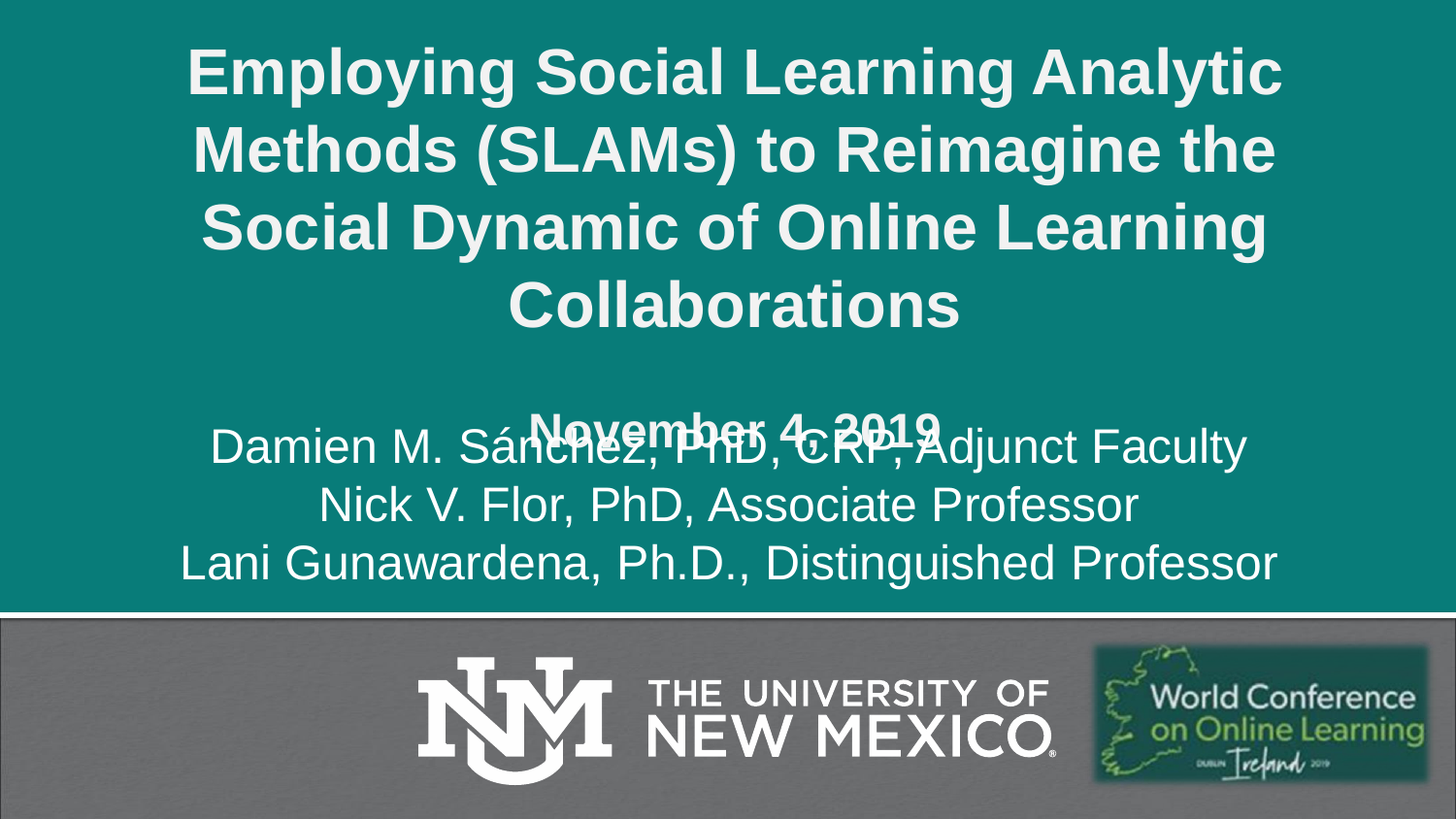# Employing Social Learning Analytic Methods (SLAMs) to Reimagine the Social Dynamic of Online Learning Collaborations

November 4, 2019

Damien M. Sánchez, PhD, CRP, Adjunct Faculty

Nick V. Flor, PhD, Associate Professor

Lani Gunawardena, Ph.D., Distinguished Professor

THE UNIVERSITY OF NEW MEXICO

World Conference on Online Learning

Dublin Ireland 2019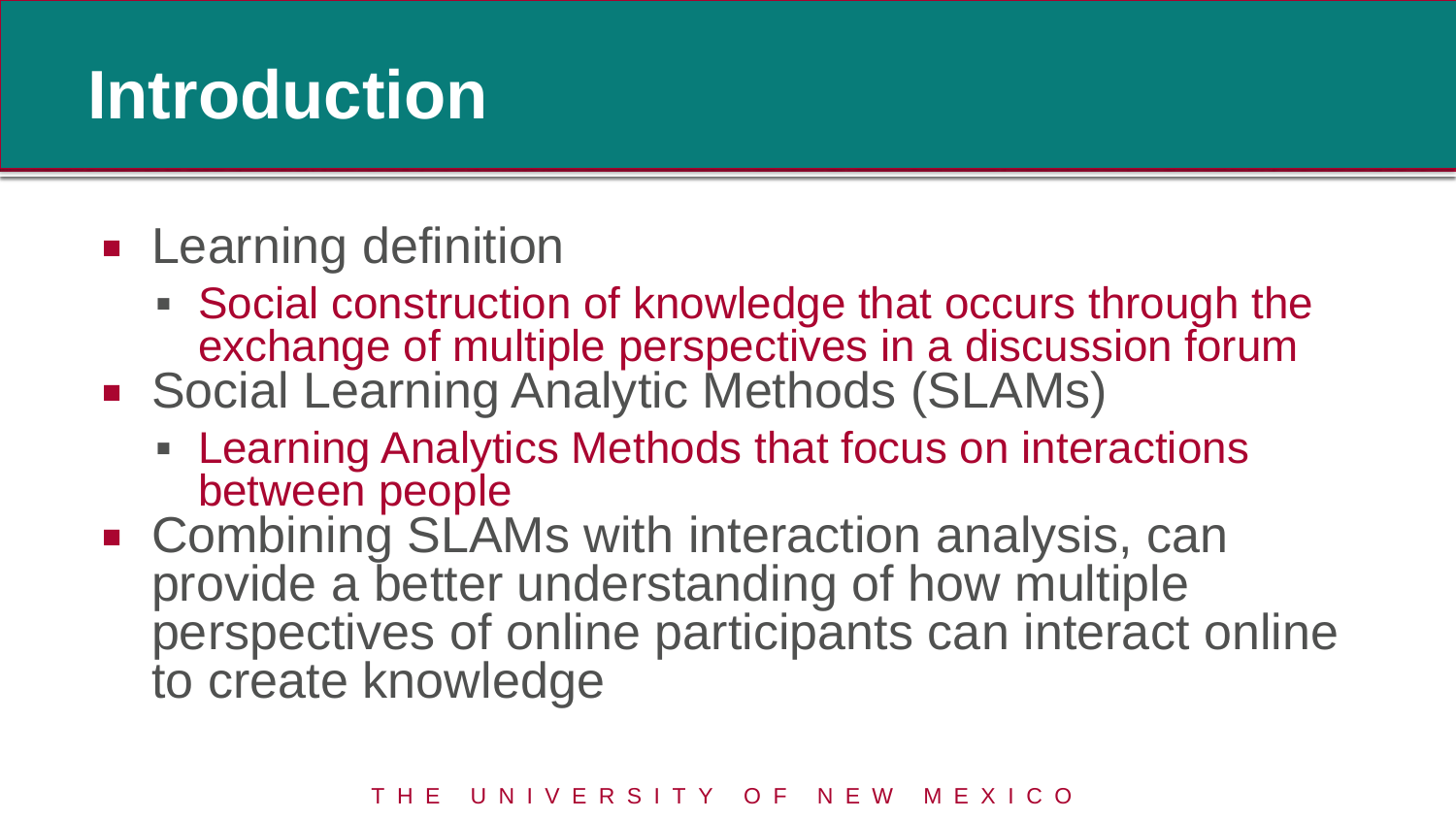# Introduction

- Learning definition
  - Social construction of knowledge that occurs through the exchange of multiple perspectives in a discussion forum
- Social Learning Analytic Methods (SLAMs)
  - Learning Analytics Methods that focus on interactions between people
- Combining SLAMs with interaction analysis, can provide a better understanding of how multiple perspectives of online participants can interact online to create knowledge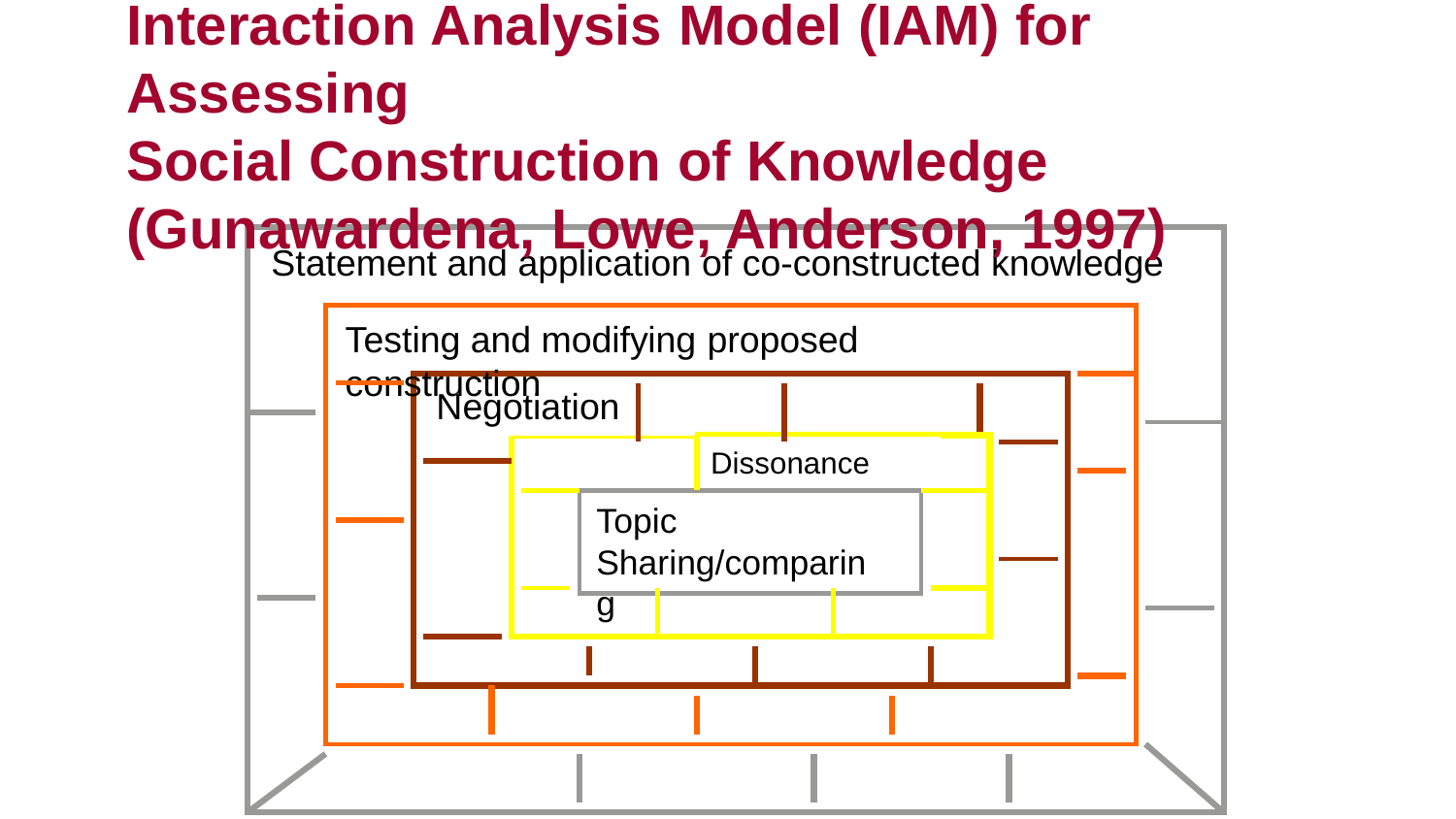# Interaction Analysis Model (IAM) for Assessing Social Construction of Knowledge (Gunawardena, Lowe, Anderson, 1997)

Statement and application of co-constructed knowledge

Testing and modifying proposed construction

Negotiation

Dissonance

Topic Sharing/comparing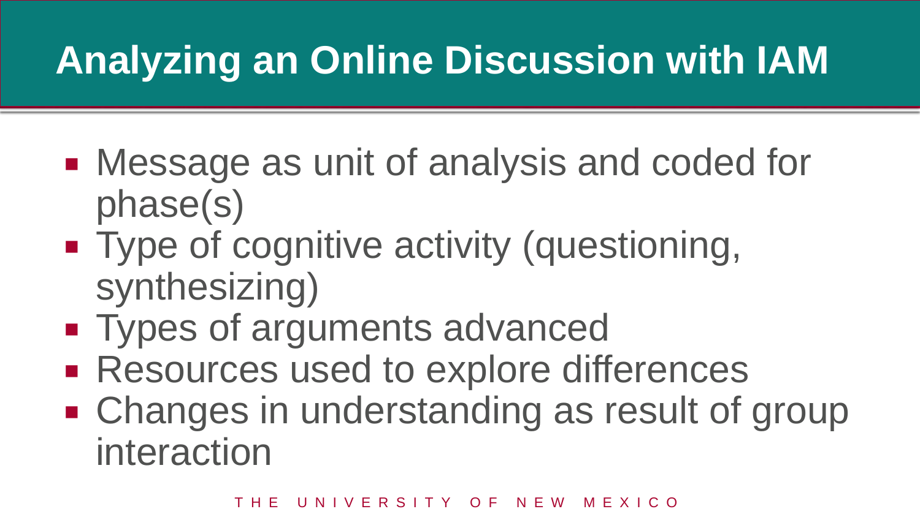# Analyzing an Online Discussion with IAM

- Message as unit of analysis and coded for phase(s)
- Type of cognitive activity (questioning, synthesizing)
- Types of arguments advanced
- Resources used to explore differences
- Changes in understanding as result of group interaction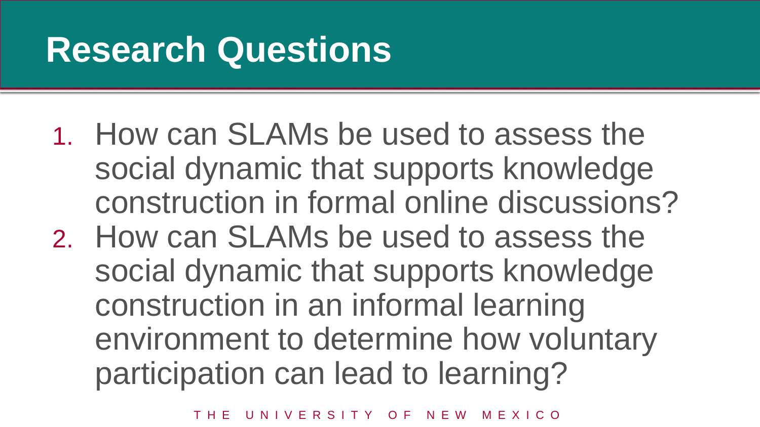# Research Questions

1. How can SLAMs be used to assess the social dynamic that supports knowledge construction in formal online discussions?
2. How can SLAMs be used to assess the social dynamic that supports knowledge construction in an informal learning environment to determine how voluntary participation can lead to learning?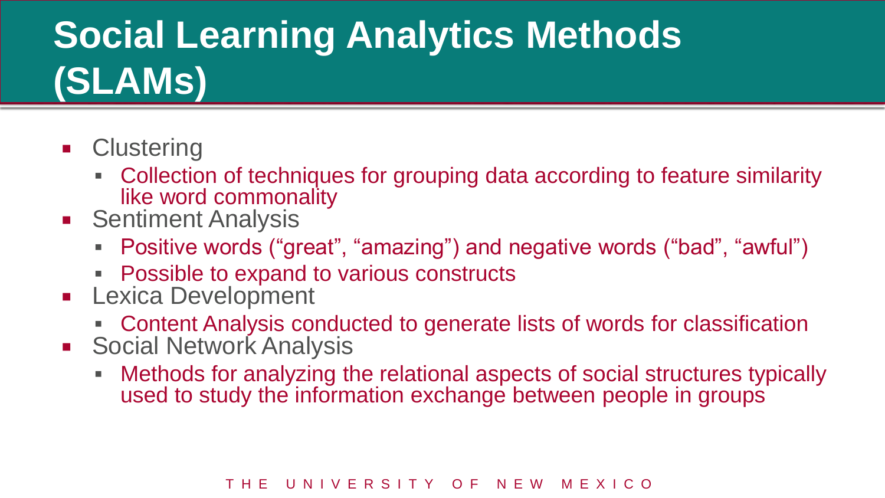# Social Learning Analytics Methods (SLAMs)

- Clustering
  - Collection of techniques for grouping data according to feature similarity like word commonality
- Sentiment Analysis
  - Positive words (“great”, “amazing”) and negative words (“bad”, “awful”)
  - Possible to expand to various constructs
- Lexica Development
  - Content Analysis conducted to generate lists of words for classification
- Social Network Analysis
  - Methods for analyzing the relational aspects of social structures typically used to study the information exchange between people in groups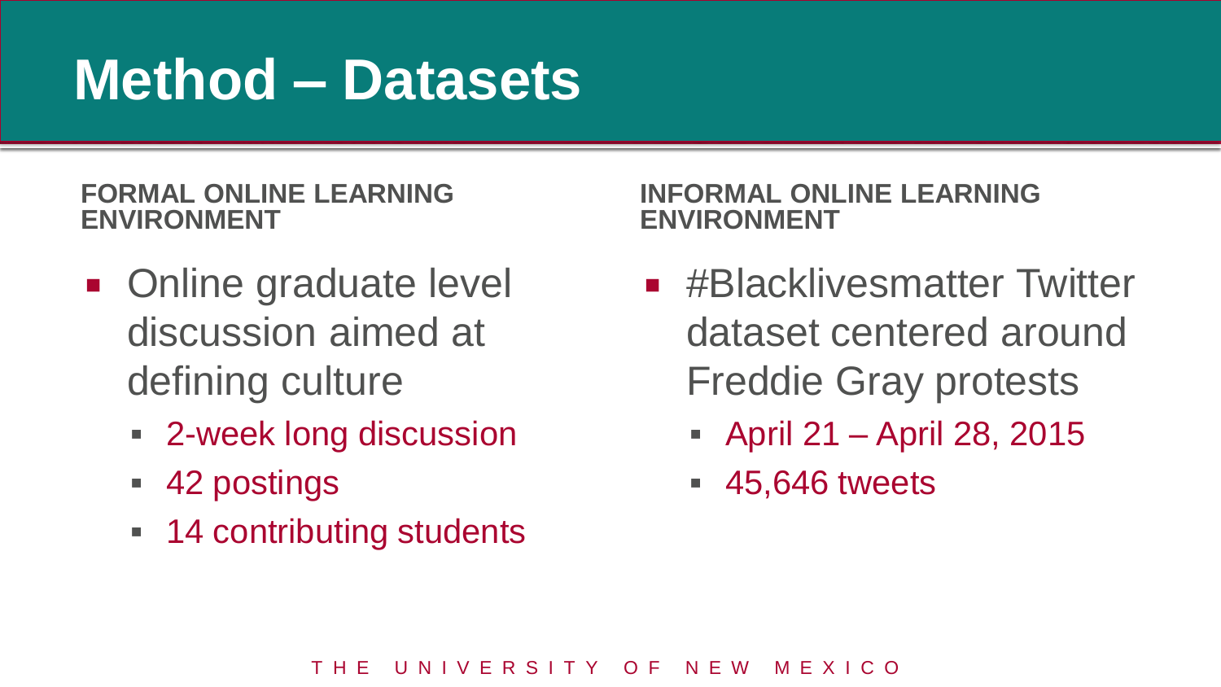# Method – Datasets

**FORMAL ONLINE LEARNING ENVIRONMENT**

- Online graduate level discussion aimed at defining culture
  - 2-week long discussion
  - 42 postings
  - 14 contributing students

**INFORMAL ONLINE LEARNING ENVIRONMENT**

- #Blacklivesmatter Twitter dataset centered around Freddie Gray protests
  - April 21 – April 28, 2015
  - 45,646 tweets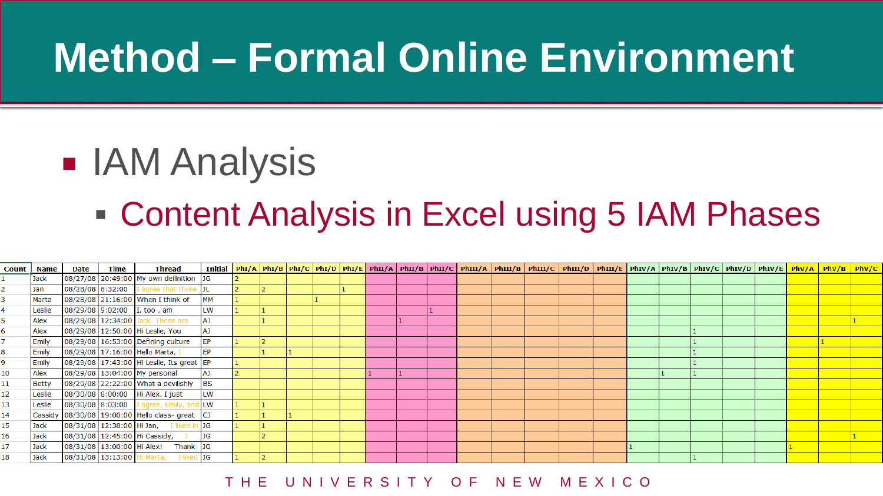# Method – Formal Online Environment

- IAM Analysis
  - Content Analysis in Excel using 5 IAM Phases

| Count | Name | Date | Time | Thread | Initial | PhI/A | PhI/B | PhI/C | PhI/D | PhI/E | PhII/A | PhII/B | PhII/C | PhIII/A | PhIII/B | PhIII/C | PhIII/D | PhIII/E | PhIV/A | PhIV/B | PhIV/C | PhIV/D | PhIV/E | PhV/A | PhV/B | PhV/C |
|---|---|---|---|---|---|---|---|---|---|---|---|---|---|---|---|---|---|---|---|---|---|---|---|---|---|---|
| 1 | Jack | 08/27/08 | 20:49:00 | My own definition | JG | 2 | | | | | | | | | | | | | | | | | | | | |
| 2 | Jan | 08/28/08 | 8:32:00 | I agree that there | JL | 2 | 2 | | | 1 | | | | | | | | | | | | | | | | |
| 3 | Marta | 08/28/08 | 21:16:00 | When I think of | MM | 1 | | | 1 | | | | | | | | | | | | | | | | | |
| 4 | Leslie | 08/29/08 | 9:02:00 | I, too , am | LW | 1 | 1 | | | | | | 1 | | | | | | | | | | | | | |
| 5 | Alex | 08/29/08 | 12:34:00 | Jack. These are | AJ | | 1 | | | | | 1 | | | | | | | | | | | | | | 1 |
| 6 | Alex | 08/29/08 | 12:50:00 | Hi Leslie, You | AJ | | | | | | | | | | | | | | | | 1 | | | | | |
| 7 | Emily | 08/29/08 | 16:53:00 | Defining culture | EP | 1 | 2 | | | | | | | | | | | | | | 1 | | | | 1 | |
| 8 | Emily | 08/29/08 | 17:16:00 | Hello Marta, I | EP | | 1 | 1 | | | | | | | | | | | | | 1 | | | | | |
| 9 | Emily | 08/29/08 | 17:43:00 | Hi Leslie, Its great | EP | 1 | | | | | | | | | | | | | | | 1 | | | | | |
| 10 | Alex | 08/29/08 | 13:04:00 | My personal | AJ | 2 | | | | | 1 | 1 | | | | | | | | 1 | 1 | | | | | |
| 11 | Betty | 08/29/08 | 22:22:00 | What a devilishly | BS | | | | | | | | | | | | | | | | | | | | | |
| 12 | Leslie | 08/30/08 | 8:00:00 | Hi Alex, I just | LW | | | | | | | | | | | | | | | | | | | | | |
| 13 | Leslie | 08/30/08 | 8:03:00 | I agree, Emily, and | LW | 1 | 1 | | | | | | | | | | | | | | | | | | | |
| 14 | Cassidy | 08/30/08 | 19:00:00 | Hello class- great | CJ | 1 | 1 | 1 | | | | | | | | | | | | | | | | | | |
| 15 | Jack | 08/31/08 | 12:38:00 | Hi Jan, I liked in | JG | 1 | 1 | | | | | | | | | | | | | | | | | | | |
| 16 | Jack | 08/31/08 | 12:45:00 | Hi Cassidy, I | JG | | 2 | | | | | | | | | | | | | | | | | | | 1 |
| 17 | Jack | 08/31/08 | 13:00:00 | Hi Alex! Thank | JG | | | | | | | | | | | | | | 1 | | | | | 1 | | |
| 18 | Jack | 08/31/08 | 13:13:00 | Hi Marta, I liked | JG | 1 | 2 | | | | | | | | | | | | | | 1 | | | | | |

THE UNIVERSITY OF NEW MEXICO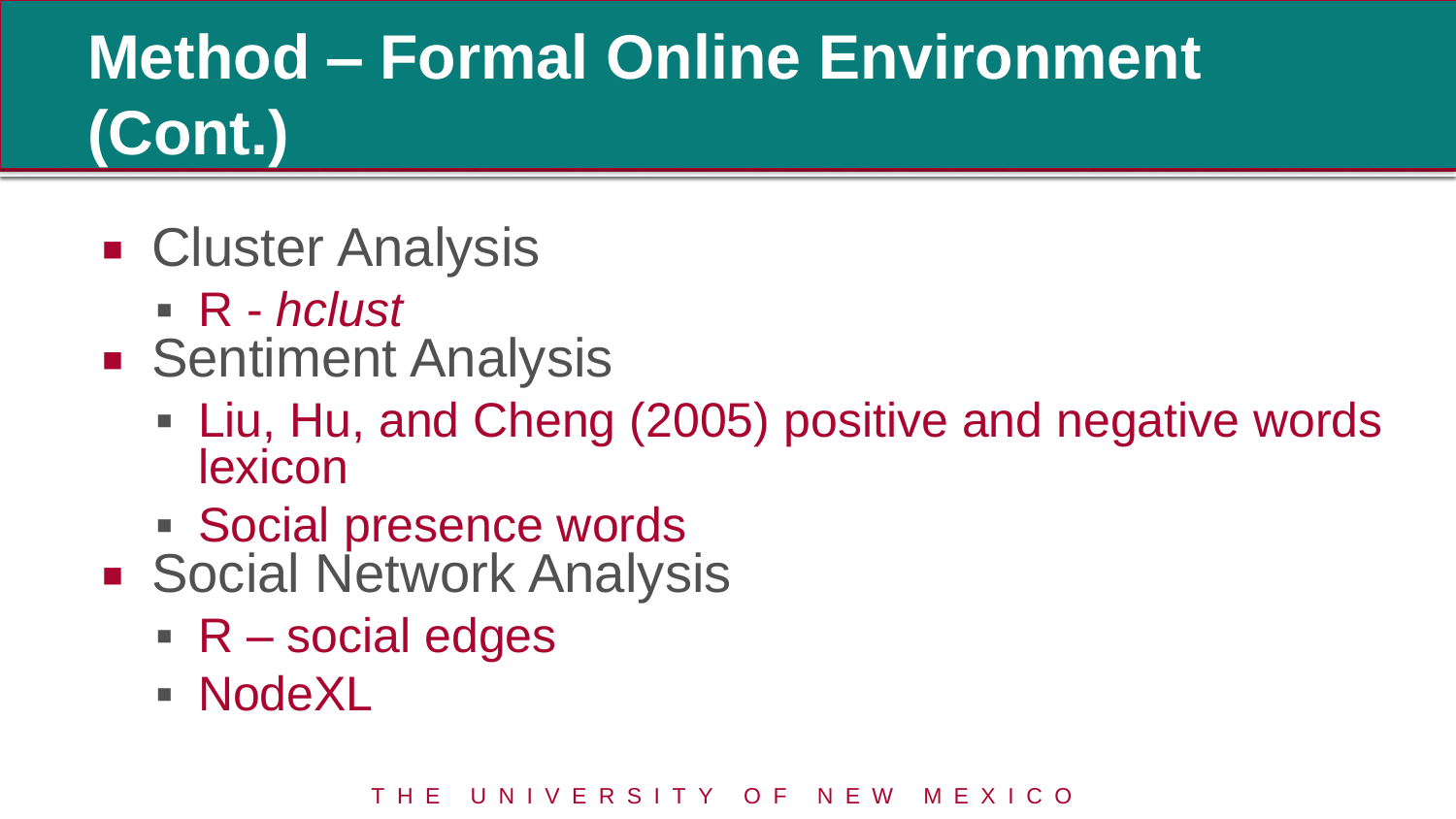# Method – Formal Online Environment (Cont.)

- Cluster Analysis
  - R - *hclust*
- Sentiment Analysis
  - Liu, Hu, and Cheng (2005) positive and negative words lexicon
  - Social presence words
- Social Network Analysis
  - R – social edges
  - NodeXL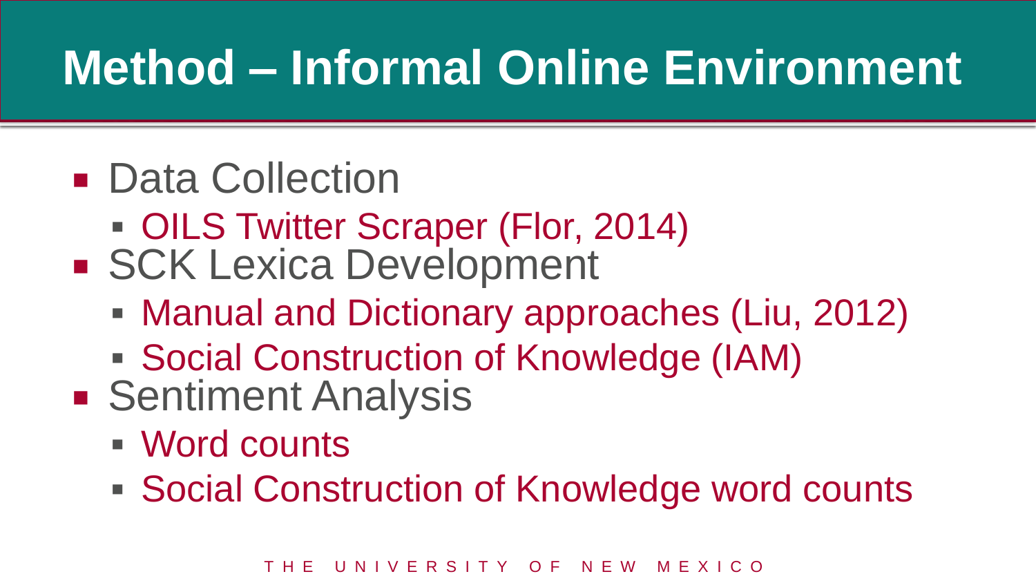# Method – Informal Online Environment

- Data Collection
  - OILS Twitter Scraper (Flor, 2014)
- SCK Lexica Development
  - Manual and Dictionary approaches (Liu, 2012)
  - Social Construction of Knowledge (IAM)
- Sentiment Analysis
  - Word counts
  - Social Construction of Knowledge word counts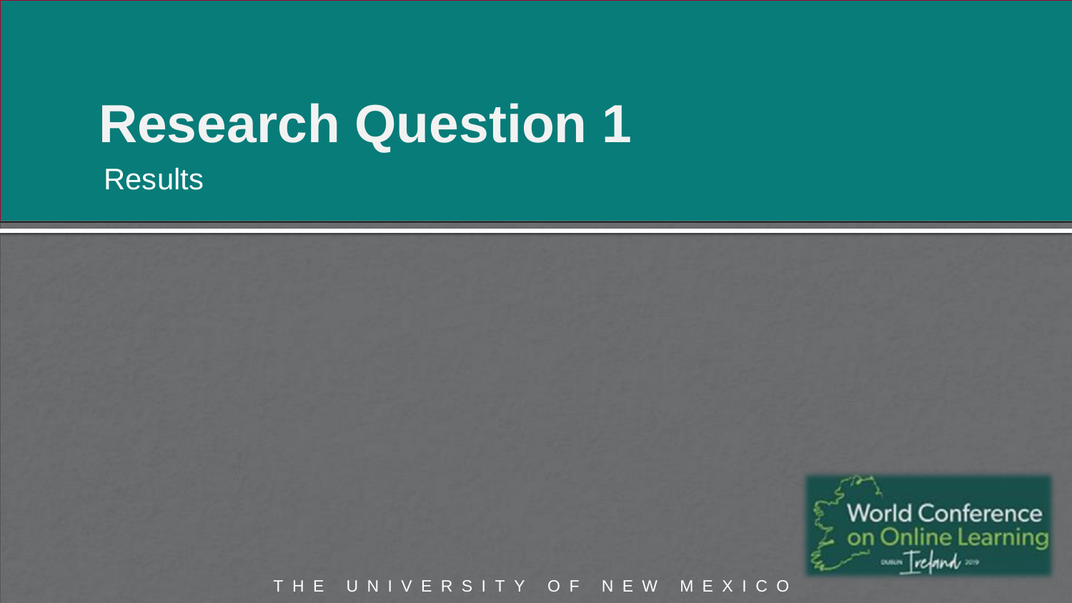# Research Question 1

Results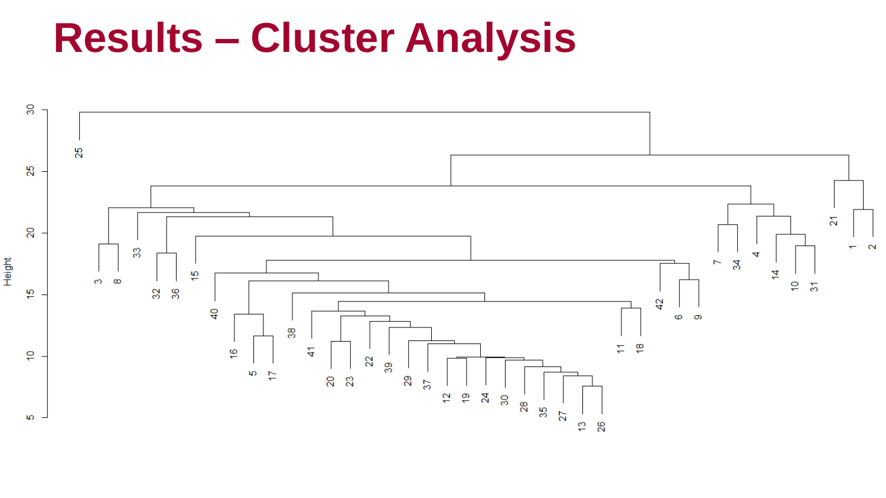# Results – Cluster Analysis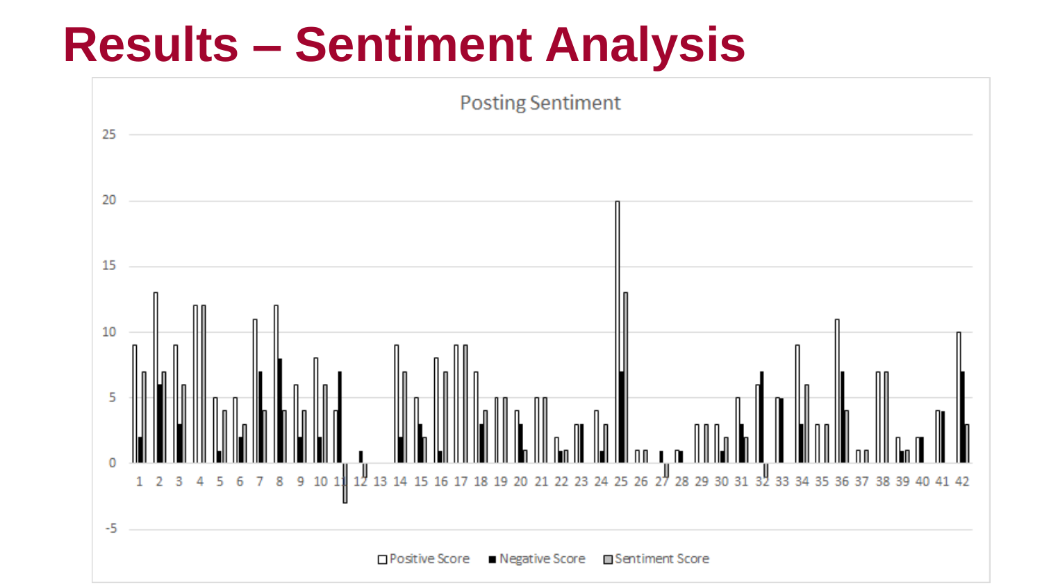# Results – Sentiment Analysis

Posting Sentiment

□ Positive Score ■ Negative Score ▨ Sentiment Score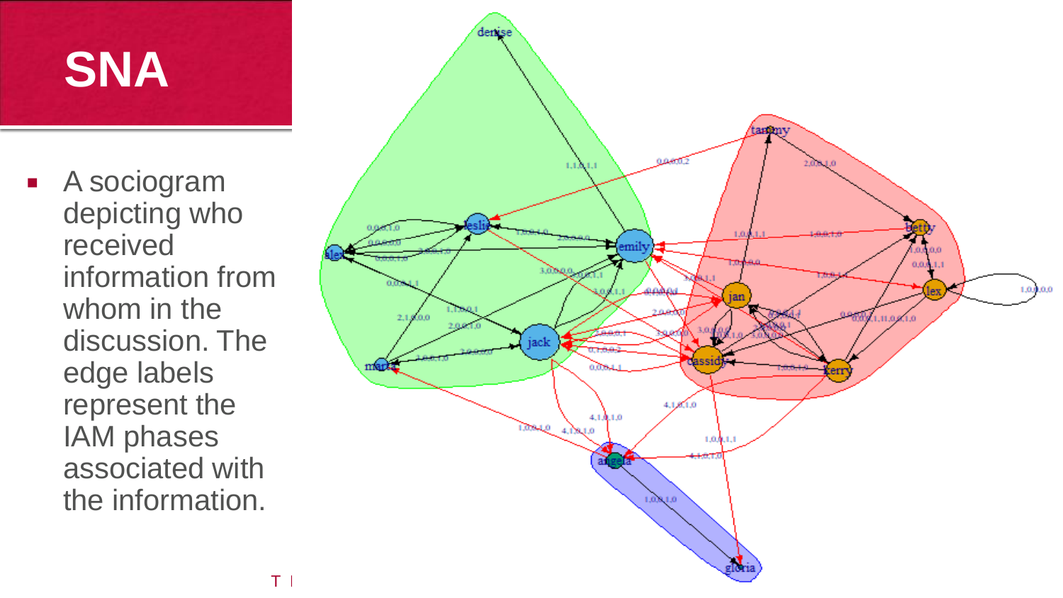# SNA

- A sociogram depicting who received information from whom in the discussion. The edge labels represent the IAM phases associated with the information.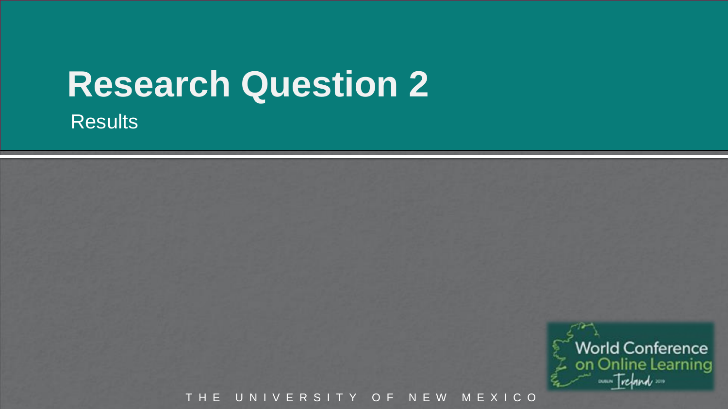# Research Question 2

Results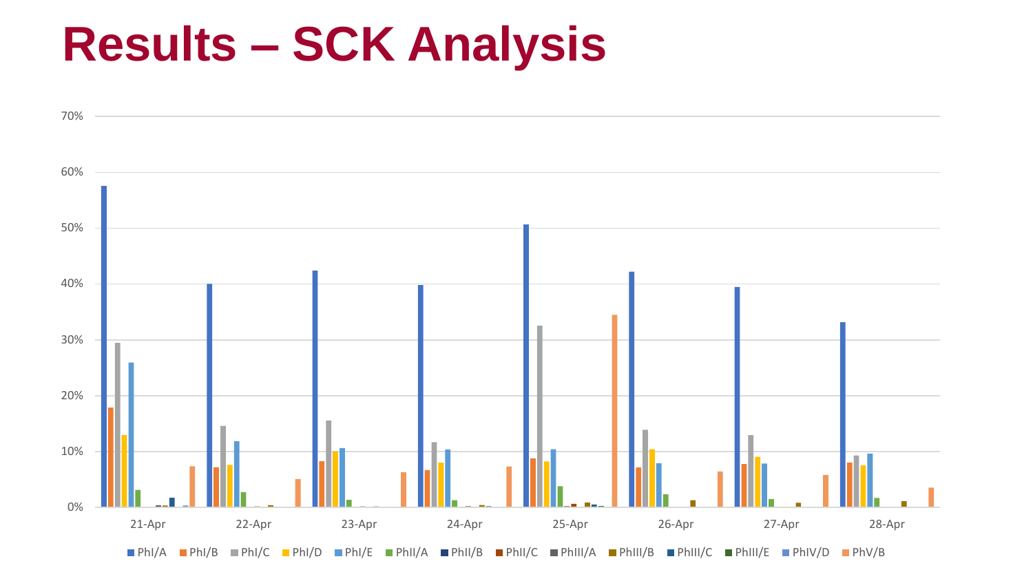# Results – SCK Analysis

70%

60%

50%

40%

30%

20%

10%

0%

21-Apr 22-Apr 23-Apr 24-Apr 25-Apr 26-Apr 27-Apr 28-Apr

PhI/A PhI/B PhI/C PhI/D PhI/E PhII/A PhII/B PhII/C PhIII/A PhIII/B PhIII/C PhIII/E PhIV/D PhV/B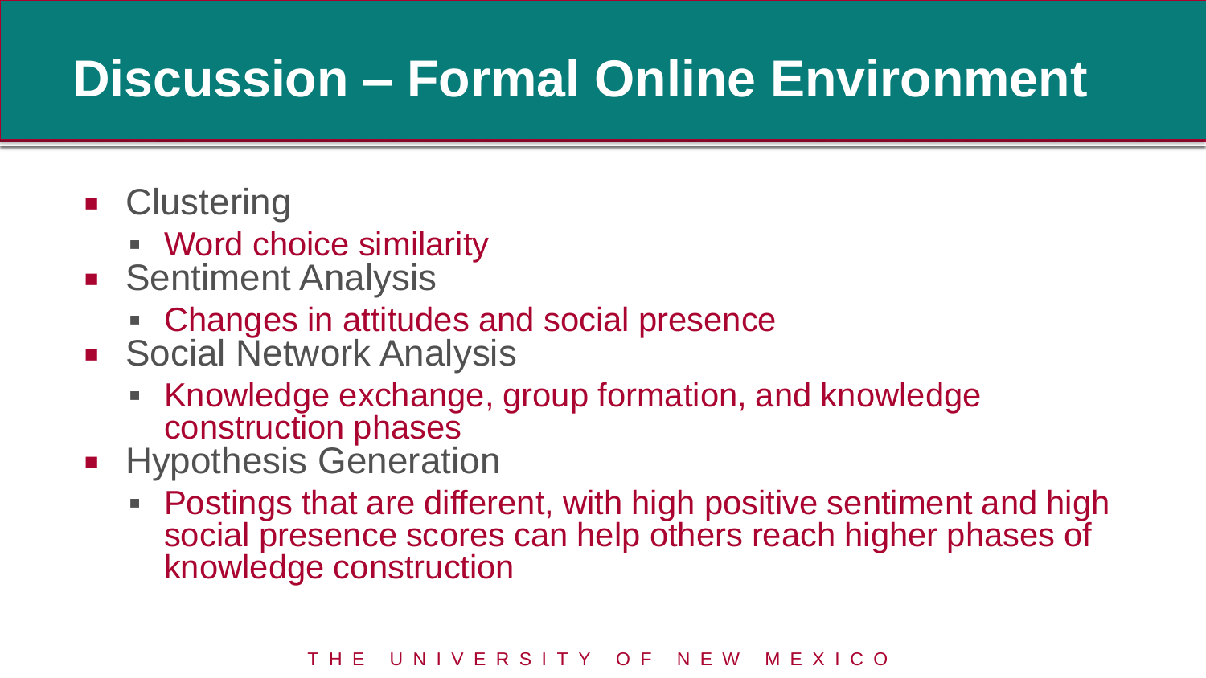# Discussion – Formal Online Environment

- Clustering
  - Word choice similarity
- Sentiment Analysis
  - Changes in attitudes and social presence
- Social Network Analysis
  - Knowledge exchange, group formation, and knowledge construction phases
- Hypothesis Generation
  - Postings that are different, with high positive sentiment and high social presence scores can help others reach higher phases of knowledge construction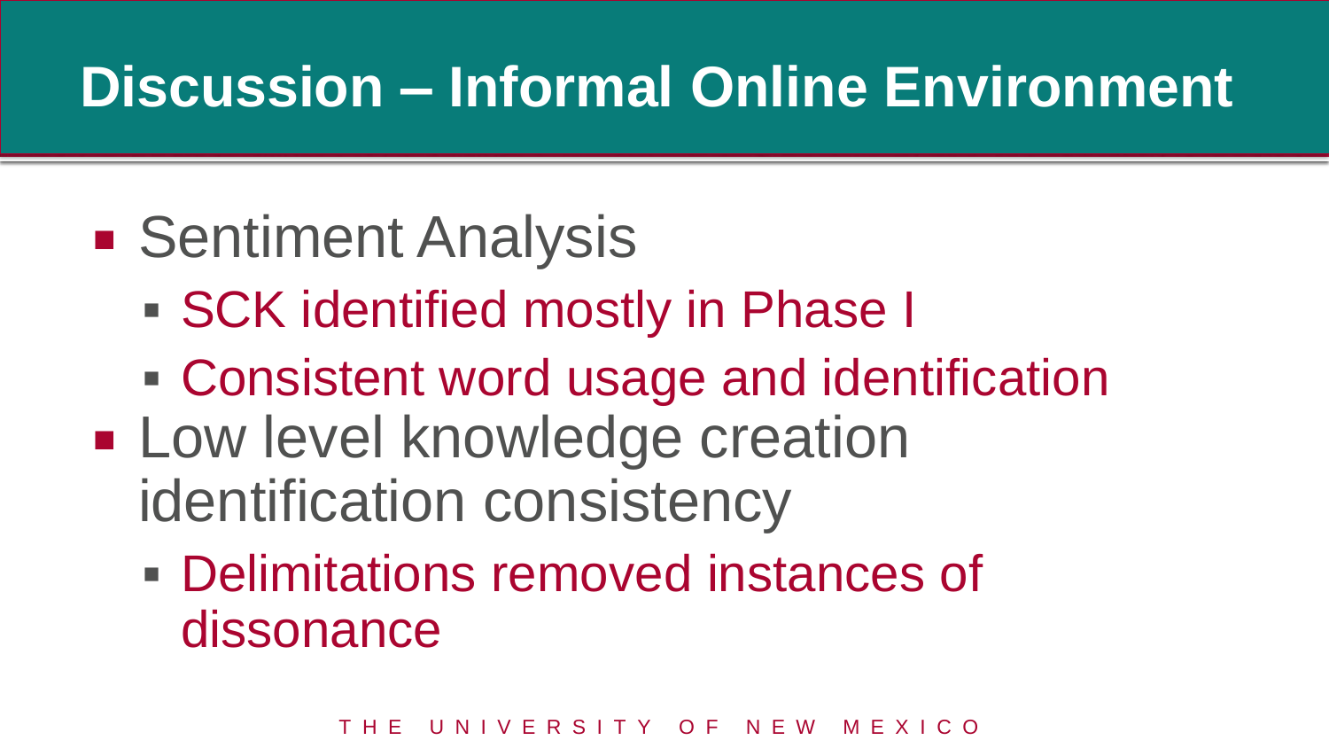# Discussion – Informal Online Environment

- Sentiment Analysis
  - SCK identified mostly in Phase I
  - Consistent word usage and identification
- Low level knowledge creation identification consistency
  - Delimitations removed instances of dissonance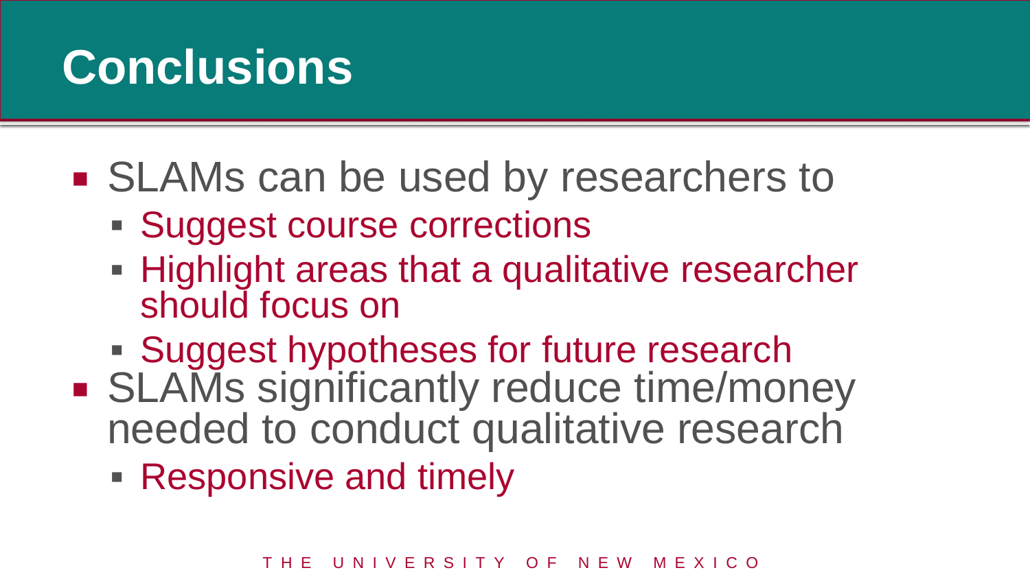# Conclusions

- SLAMs can be used by researchers to
  - Suggest course corrections
  - Highlight areas that a qualitative researcher should focus on
  - Suggest hypotheses for future research
- SLAMs significantly reduce time/money needed to conduct qualitative research
  - Responsive and timely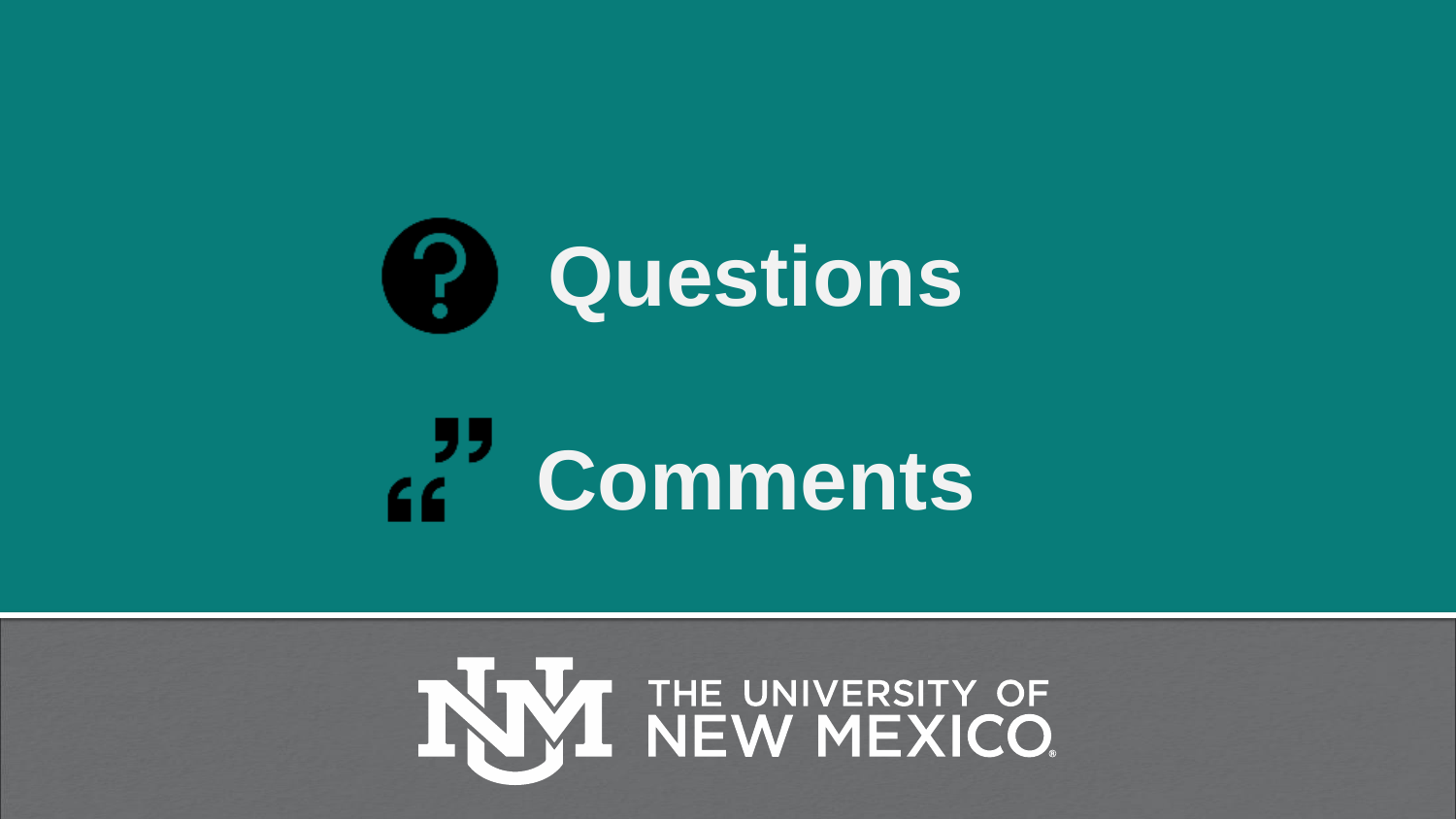# Questions

# Comments

THE UNIVERSITY OF NEW MEXICO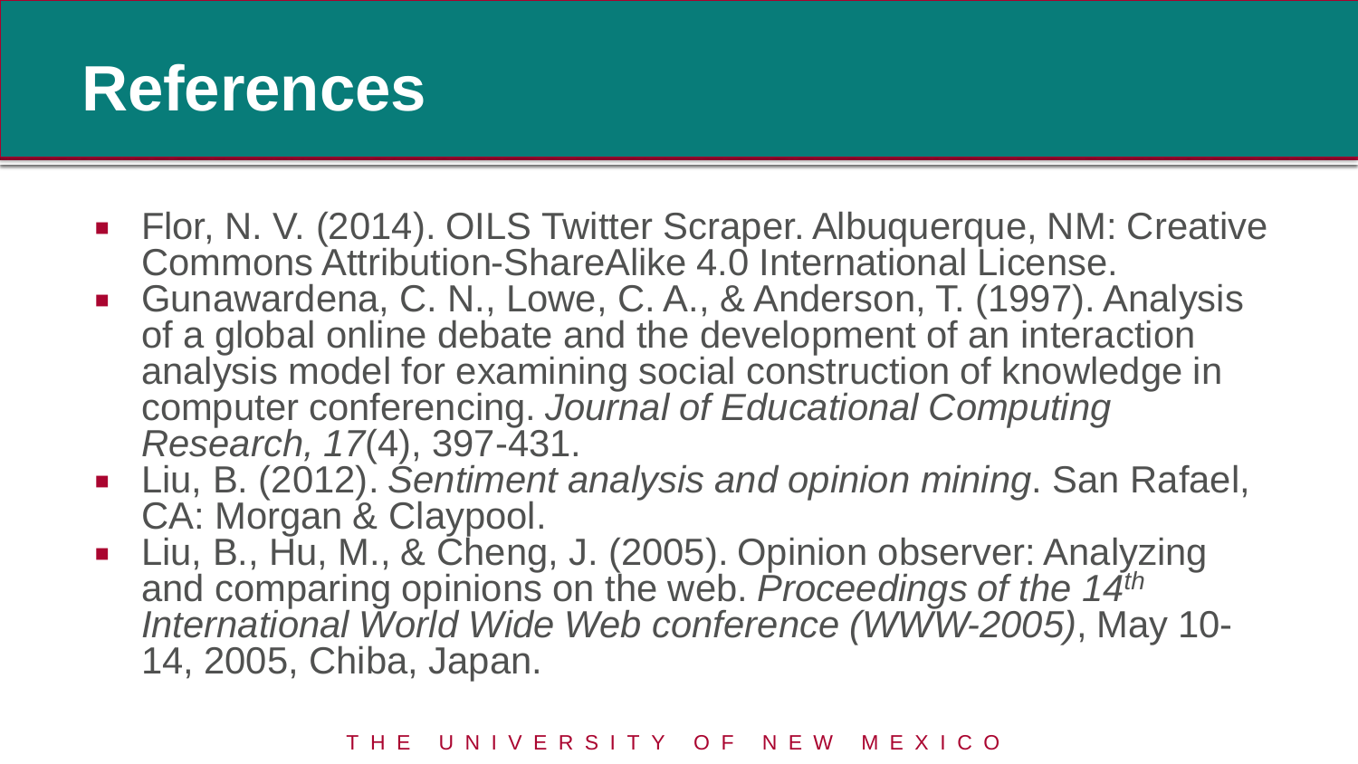# References

- Flor, N. V. (2014). OILS Twitter Scraper. Albuquerque, NM: Creative Commons Attribution-ShareAlike 4.0 International License.
- Gunawardena, C. N., Lowe, C. A., & Anderson, T. (1997). Analysis of a global online debate and the development of an interaction analysis model for examining social construction of knowledge in computer conferencing. *Journal of Educational Computing Research, 17*(4), 397-431.
- Liu, B. (2012). *Sentiment analysis and opinion mining*. San Rafael, CA: Morgan & Claypool.
- Liu, B., Hu, M., & Cheng, J. (2005). Opinion observer: Analyzing and comparing opinions on the web. *Proceedings of the 14th International World Wide Web conference (WWW-2005)*, May 10-14, 2005, Chiba, Japan.